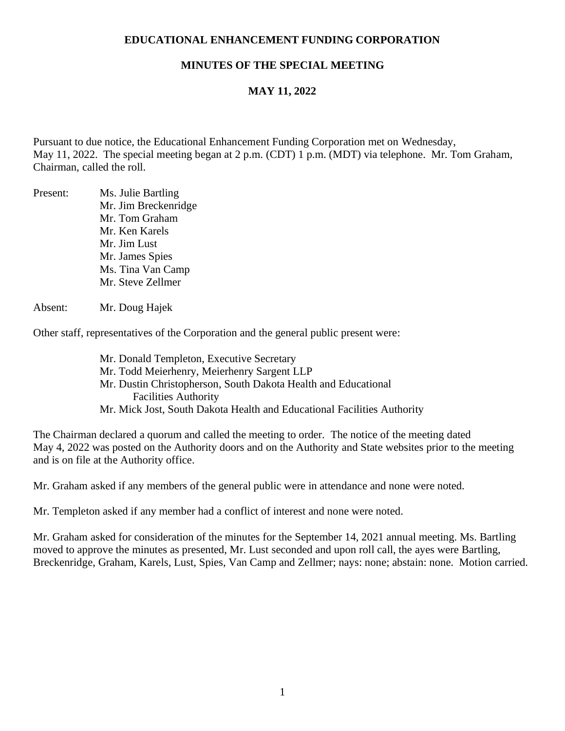# EDUCATIONAL ENHANCEMENT FUNDING CORPORATION

## MINUTES OF THE SPECIAL MEETING

## MAY 11, 2022

Pursuant to due notice, the Educational Enhancement Funding Corporation met on Wednesday, May 11, 2022. The special meeting began at 2 p.m. (CDT) 1 p.m. (MDT) via telephone. Mr. Tom Graham, Chairman, called the roll.

Present:
- Ms. Julie Bartling
- Mr. Jim Breckenridge
- Mr. Tom Graham
- Mr. Ken Karels
- Mr. Jim Lust
- Mr. James Spies
- Ms. Tina Van Camp
- Mr. Steve Zellmer

Absent:
- Mr. Doug Hajek

Other staff, representatives of the Corporation and the general public present were:

- Mr. Donald Templeton, Executive Secretary
- Mr. Todd Meierhenry, Meierhenry Sargent LLP
- Mr. Dustin Christopherson, South Dakota Health and Educational Facilities Authority
- Mr. Mick Jost, South Dakota Health and Educational Facilities Authority

The Chairman declared a quorum and called the meeting to order. The notice of the meeting dated May 4, 2022 was posted on the Authority doors and on the Authority and State websites prior to the meeting and is on file at the Authority office.

Mr. Graham asked if any members of the general public were in attendance and none were noted.

Mr. Templeton asked if any member had a conflict of interest and none were noted.

Mr. Graham asked for consideration of the minutes for the September 14, 2021 annual meeting. Ms. Bartling moved to approve the minutes as presented, Mr. Lust seconded and upon roll call, the ayes were Bartling, Breckenridge, Graham, Karels, Lust, Spies, Van Camp and Zellmer; nays: none; abstain: none. Motion carried.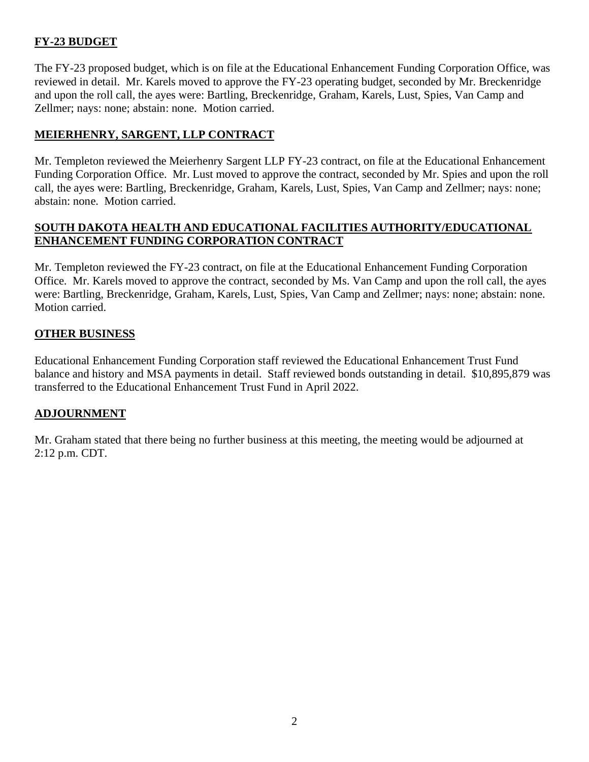## FY-23 BUDGET

The FY-23 proposed budget, which is on file at the Educational Enhancement Funding Corporation Office, was reviewed in detail. Mr. Karels moved to approve the FY-23 operating budget, seconded by Mr. Breckenridge and upon the roll call, the ayes were: Bartling, Breckenridge, Graham, Karels, Lust, Spies, Van Camp and Zellmer; nays: none; abstain: none. Motion carried.

## MEIERHENRY, SARGENT, LLP CONTRACT

Mr. Templeton reviewed the Meierhenry Sargent LLP FY-23 contract, on file at the Educational Enhancement Funding Corporation Office. Mr. Lust moved to approve the contract, seconded by Mr. Spies and upon the roll call, the ayes were: Bartling, Breckenridge, Graham, Karels, Lust, Spies, Van Camp and Zellmer; nays: none; abstain: none. Motion carried.

## SOUTH DAKOTA HEALTH AND EDUCATIONAL FACILITIES AUTHORITY/EDUCATIONAL ENHANCEMENT FUNDING CORPORATION CONTRACT

Mr. Templeton reviewed the FY-23 contract, on file at the Educational Enhancement Funding Corporation Office. Mr. Karels moved to approve the contract, seconded by Ms. Van Camp and upon the roll call, the ayes were: Bartling, Breckenridge, Graham, Karels, Lust, Spies, Van Camp and Zellmer; nays: none; abstain: none. Motion carried.

## OTHER BUSINESS

Educational Enhancement Funding Corporation staff reviewed the Educational Enhancement Trust Fund balance and history and MSA payments in detail. Staff reviewed bonds outstanding in detail. $10,895,879 was transferred to the Educational Enhancement Trust Fund in April 2022.

## ADJOURNMENT

Mr. Graham stated that there being no further business at this meeting, the meeting would be adjourned at 2:12 p.m. CDT.